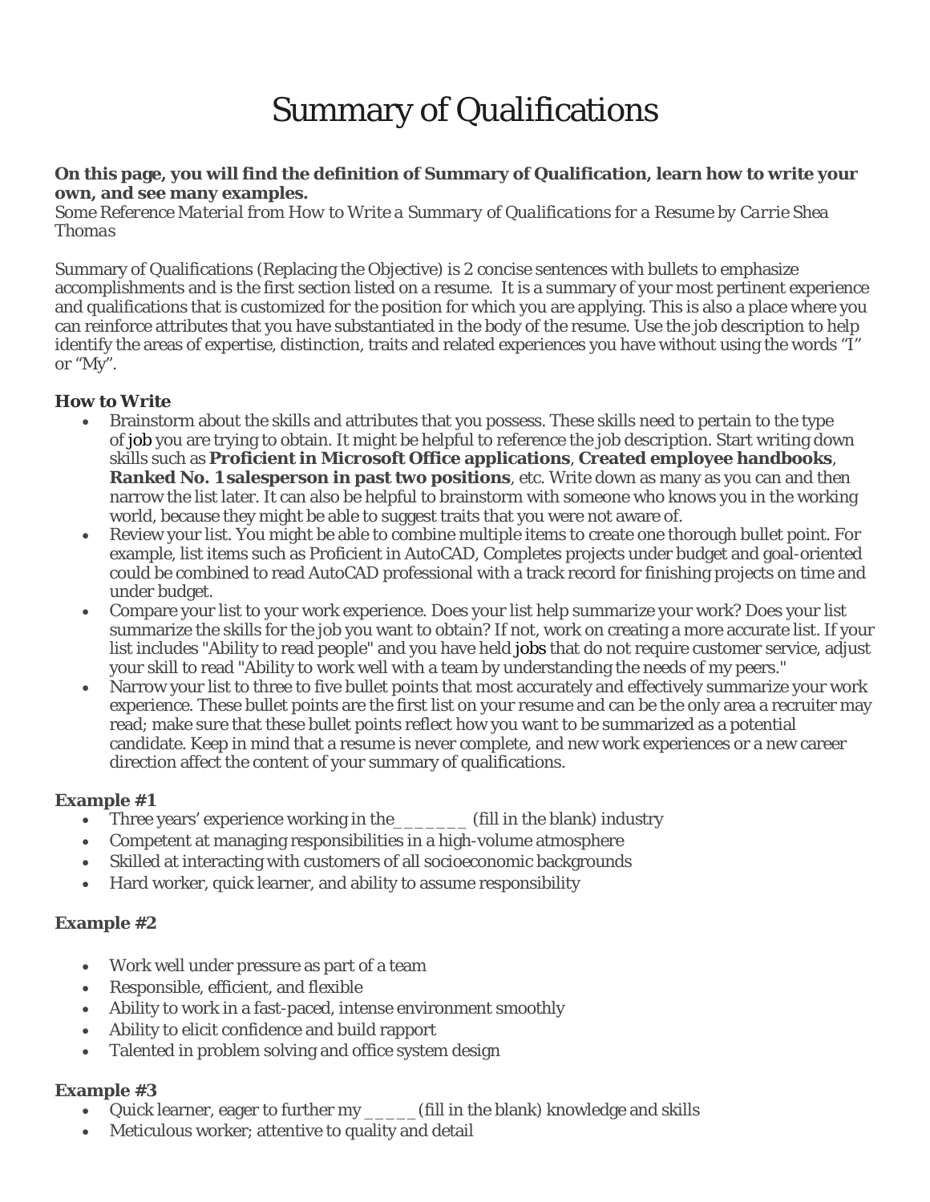# Summary of Qualifications

**On this page, you will find the definition of Summary of Qualification, learn how to write your own, and see many examples.**
*Some Reference Material from How to Write a Summary of Qualifications for a Resume by Carrie Shea Thomas*

Summary of Qualifications (Replacing the Objective) is 2 concise sentences with bullets to emphasize accomplishments and is the first section listed on a resume. It is a summary of your most pertinent experience and qualifications that is customized for the position for which you are applying. This is also a place where you can reinforce attributes that you have substantiated in the body of the resume. Use the job description to help identify the areas of expertise, distinction, traits and related experiences you have without using the words "I" or "My".

**How to Write**

- Brainstorm about the skills and attributes that you possess. These skills need to pertain to the type of job you are trying to obtain. It might be helpful to reference the job description. Start writing down skills such as **Proficient in Microsoft Office applications**, **Created employee handbooks**, **Ranked No. 1 salesperson in past two positions**, etc. Write down as many as you can and then narrow the list later. It can also be helpful to brainstorm with someone who knows you in the working world, because they might be able to suggest traits that you were not aware of.
- Review your list. You might be able to combine multiple items to create one thorough bullet point. For example, list items such as Proficient in AutoCAD, Completes projects under budget and goal-oriented could be combined to read AutoCAD professional with a track record for finishing projects on time and under budget.
- Compare your list to your work experience. Does your list help summarize your work? Does your list summarize the skills for the job you want to obtain? If not, work on creating a more accurate list. If your list includes "Ability to read people" and you have held jobs that do not require customer service, adjust your skill to read "Ability to work well with a team by understanding the needs of my peers."
- Narrow your list to three to five bullet points that most accurately and effectively summarize your work experience. These bullet points are the first list on your resume and can be the only area a recruiter may read; make sure that these bullet points reflect how you want to be summarized as a potential candidate. Keep in mind that a resume is never complete, and new work experiences or a new career direction affect the content of your summary of qualifications.

**Example #1**

- Three years' experience working in the_______ (fill in the blank) industry
- Competent at managing responsibilities in a high-volume atmosphere
- Skilled at interacting with customers of all socioeconomic backgrounds
- Hard worker, quick learner, and ability to assume responsibility

**Example #2**

- Work well under pressure as part of a team
- Responsible, efficient, and flexible
- Ability to work in a fast-paced, intense environment smoothly
- Ability to elicit confidence and build rapport
- Talented in problem solving and office system design

**Example #3**

- Quick learner, eager to further my _____ (fill in the blank) knowledge and skills
- Meticulous worker; attentive to quality and detail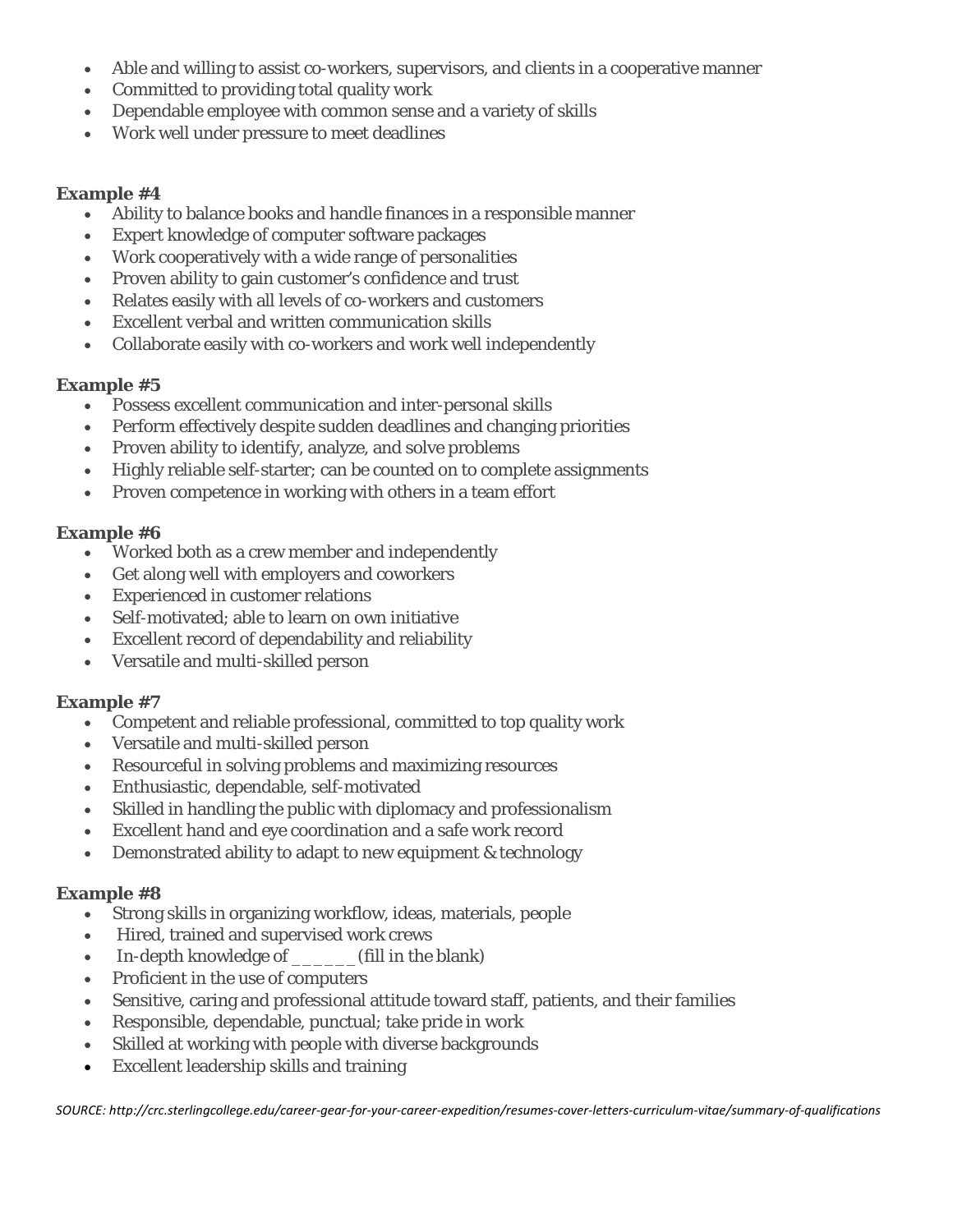- Able and willing to assist co-workers, supervisors, and clients in a cooperative manner
- Committed to providing total quality work
- Dependable employee with common sense and a variety of skills
- Work well under pressure to meet deadlines

**Example #4**

- Ability to balance books and handle finances in a responsible manner
- Expert knowledge of computer software packages
- Work cooperatively with a wide range of personalities
- Proven ability to gain customer's confidence and trust
- Relates easily with all levels of co-workers and customers
- Excellent verbal and written communication skills
- Collaborate easily with co-workers and work well independently

**Example #5**

- Possess excellent communication and inter-personal skills
- Perform effectively despite sudden deadlines and changing priorities
- Proven ability to identify, analyze, and solve problems
- Highly reliable self-starter; can be counted on to complete assignments
- Proven competence in working with others in a team effort

**Example #6**

- Worked both as a crew member and independently
- Get along well with employers and coworkers
- Experienced in customer relations
- Self-motivated; able to learn on own initiative
- Excellent record of dependability and reliability
- Versatile and multi-skilled person

**Example #7**

- Competent and reliable professional, committed to top quality work
- Versatile and multi-skilled person
- Resourceful in solving problems and maximizing resources
- Enthusiastic, dependable, self-motivated
- Skilled in handling the public with diplomacy and professionalism
- Excellent hand and eye coordination and a safe work record
- Demonstrated ability to adapt to new equipment & technology

**Example #8**

- Strong skills in organizing workflow, ideas, materials, people
- Hired, trained and supervised work crews
- In-depth knowledge of ______ (fill in the blank)
- Proficient in the use of computers
- Sensitive, caring and professional attitude toward staff, patients, and their families
- Responsible, dependable, punctual; take pride in work
- Skilled at working with people with diverse backgrounds
- Excellent leadership skills and training

*SOURCE: http://crc.sterlingcollege.edu/career-gear-for-your-career-expedition/resumes-cover-letters-curriculum-vitae/summary-of-qualifications*